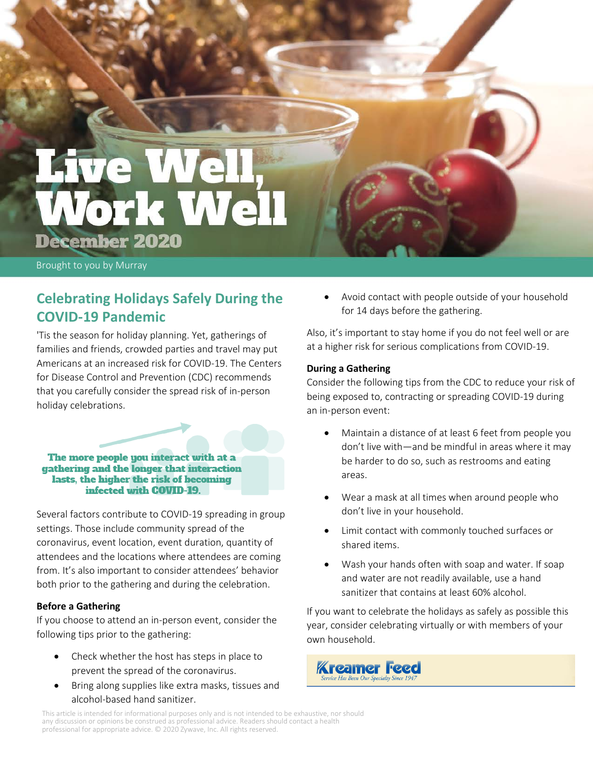# Live Well, Work Well

December 2020

Brought to you by Murray

## Celebrating Holidays Safely During the COVID-19 Pandemic

'Tis the season for holiday planning. Yet, gatherings of families and friends, crowded parties and travel may put Americans at an increased risk for COVID-19. The Centers for Disease Control and Prevention (CDC) recommends that you carefully consider the spread risk of in-person holiday celebrations.

**The more people you interact with at a gathering and the longer that interaction lasts, the higher the risk of becoming infected with COVID-19.**

Several factors contribute to COVID-19 spreading in group settings. Those include community spread of the coronavirus, event location, event duration, quantity of attendees and the locations where attendees are coming from. It's also important to consider attendees' behavior both prior to the gathering and during the celebration.

### Before a Gathering

If you choose to attend an in-person event, consider the following tips prior to the gathering:

- Check whether the host has steps in place to prevent the spread of the coronavirus.
- Bring along supplies like extra masks, tissues and alcohol-based hand sanitizer.
- Avoid contact with people outside of your household for 14 days before the gathering.

Also, it's important to stay home if you do not feel well or are at a higher risk for serious complications from COVID-19.

### During a Gathering

Consider the following tips from the CDC to reduce your risk of being exposed to, contracting or spreading COVID-19 during an in-person event:

- Maintain a distance of at least 6 feet from people you don't live with—and be mindful in areas where it may be harder to do so, such as restrooms and eating areas.
- Wear a mask at all times when around people who don't live in your household.
- Limit contact with commonly touched surfaces or shared items.
- Wash your hands often with soap and water. If soap and water are not readily available, use a hand sanitizer that contains at least 60% alcohol.

If you want to celebrate the holidays as safely as possible this year, consider celebrating virtually or with members of your own household.

Kreamer Feed
*Service Has Been Our Specialty Since 1947*

This article is intended for informational purposes only and is not intended to be exhaustive, nor should any discussion or opinions be construed as professional advice. Readers should contact a health professional for appropriate advice. © 2020 Zywave, Inc. All rights reserved.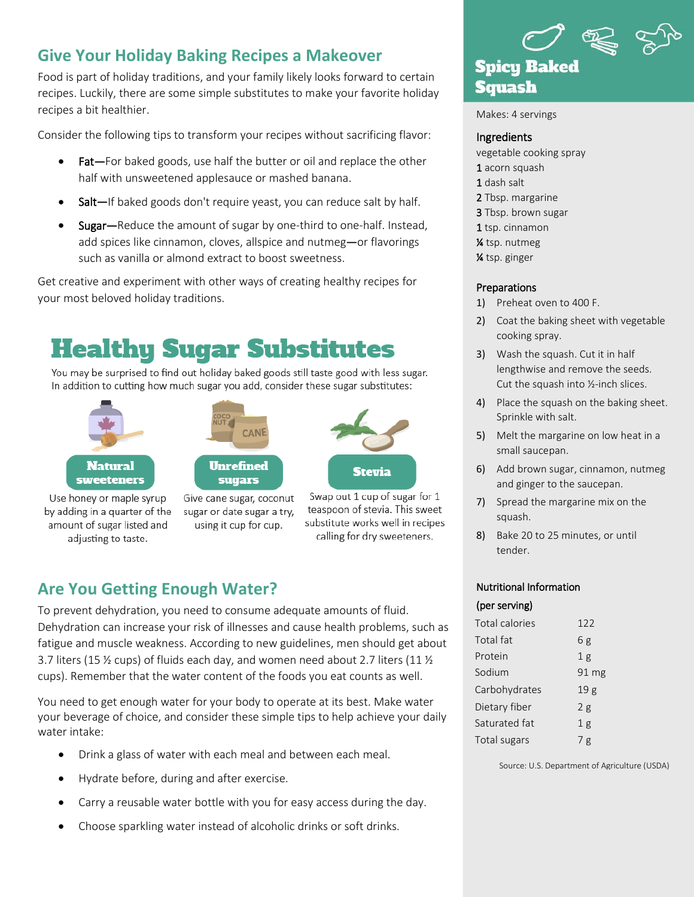## Give Your Holiday Baking Recipes a Makeover

Food is part of holiday traditions, and your family likely looks forward to certain recipes. Luckily, there are some simple substitutes to make your favorite holiday recipes a bit healthier.

Consider the following tips to transform your recipes without sacrificing flavor:

- Fat—For baked goods, use half the butter or oil and replace the other half with unsweetened applesauce or mashed banana.
- Salt—If baked goods don't require yeast, you can reduce salt by half.
- Sugar—Reduce the amount of sugar by one-third to one-half. Instead, add spices like cinnamon, cloves, allspice and nutmeg—or flavorings such as vanilla or almond extract to boost sweetness.

Get creative and experiment with other ways of creating healthy recipes for your most beloved holiday traditions.

# Healthy Sugar Substitutes

You may be surprised to find out holiday baked goods still taste good with less sugar. In addition to cutting how much sugar you add, consider these sugar substitutes:

**Natural sweeteners**

Use honey or maple syrup by adding in a quarter of the amount of sugar listed and adjusting to taste.

**Unrefined sugars**

Give cane sugar, coconut sugar or date sugar a try, using it cup for cup.

**Stevia**

Swap out 1 cup of sugar for 1 teaspoon of stevia. This sweet substitute works well in recipes calling for dry sweeteners.

## Are You Getting Enough Water?

To prevent dehydration, you need to consume adequate amounts of fluid. Dehydration can increase your risk of illnesses and cause health problems, such as fatigue and muscle weakness. According to new guidelines, men should get about 3.7 liters (15 ½ cups) of fluids each day, and women need about 2.7 liters (11 ½ cups). Remember that the water content of the foods you eat counts as well.

You need to get enough water for your body to operate at its best. Make water your beverage of choice, and consider these simple tips to help achieve your daily water intake:

- Drink a glass of water with each meal and between each meal.
- Hydrate before, during and after exercise.
- Carry a reusable water bottle with you for easy access during the day.
- Choose sparkling water instead of alcoholic drinks or soft drinks.

## Spicy Baked Squash

Makes: 4 servings

### Ingredients

vegetable cooking spray
1 acorn squash
1 dash salt
2 Tbsp. margarine
3 Tbsp. brown sugar
1 tsp. cinnamon
¼ tsp. nutmeg
¼ tsp. ginger

### Preparations

1) Preheat oven to 400 F.
2) Coat the baking sheet with vegetable cooking spray.
3) Wash the squash. Cut it in half lengthwise and remove the seeds. Cut the squash into ½-inch slices.
4) Place the squash on the baking sheet. Sprinkle with salt.
5) Melt the margarine on low heat in a small saucepan.
6) Add brown sugar, cinnamon, nutmeg and ginger to the saucepan.
7) Spread the margarine mix on the squash.
8) Bake 20 to 25 minutes, or until tender.

### Nutritional Information (per serving)

| | |
|---|---|
| Total calories | 122 |
| Total fat | 6 g |
| Protein | 1 g |
| Sodium | 91 mg |
| Carbohydrates | 19 g |
| Dietary fiber | 2 g |
| Saturated fat | 1 g |
| Total sugars | 7 g |

Source: U.S. Department of Agriculture (USDA)